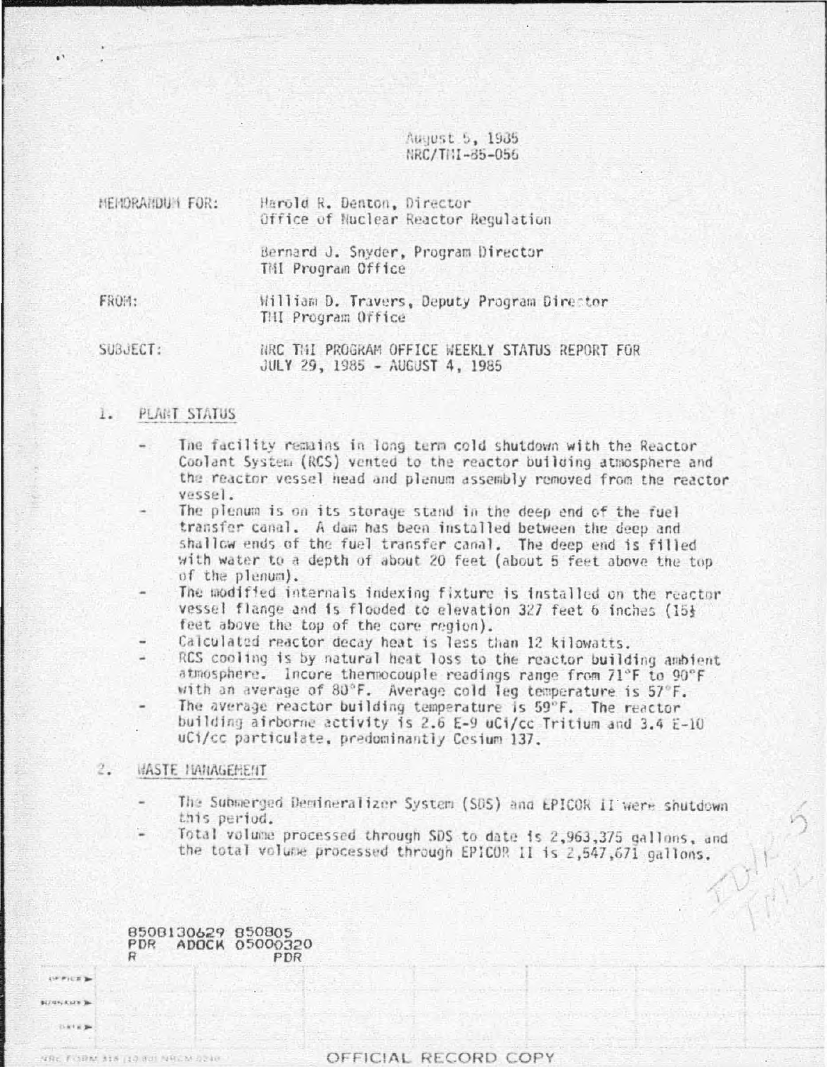August 5, 1985
NRC/TMI-85-056

MEMORANDUM FOR: Harold R. Denton, Director
Office of Nuclear Reactor Regulation

Bernard J. Snyder, Program Director
TMI Program Office

FROM: William D. Travers, Deputy Program Director
TMI Program Office

SUBJECT: NRC TMI PROGRAM OFFICE WEEKLY STATUS REPORT FOR JULY 29, 1985 - AUGUST 4, 1985

## 1. PLANT STATUS

- The facility remains in long term cold shutdown with the Reactor Coolant System (RCS) vented to the reactor building atmosphere and the reactor vessel head and plenum assembly removed from the reactor vessel.
- The plenum is on its storage stand in the deep end of the fuel transfer canal. A dam has been installed between the deep and shallow ends of the fuel transfer canal. The deep end is filled with water to a depth of about 20 feet (about 5 feet above the top of the plenum).
- The modified internals indexing fixture is installed on the reactor vessel flange and is flooded to elevation 327 feet 6 inches (15½ feet above the top of the core region).
- Calculated reactor decay heat is less than 12 kilowatts.
- RCS cooling is by natural heat loss to the reactor building ambient atmosphere. Incore thermocouple readings range from 71°F to 90°F with an average of 80°F. Average cold leg temperature is 57°F.
- The average reactor building temperature is 59°F. The reactor building airborne activity is 2.6 E-9 uCi/cc Tritium and 3.4 E-10 uCi/cc particulate, predominantly Cesium 137.

## 2. WASTE MANAGEMENT

- The Submerged Demineralizer System (SDS) and EPICOR II were shutdown this period.
- Total volume processed through SDS to date is 2,963,375 gallons, and the total volume processed through EPICOR II is 2,547,671 gallons.

8508130629 850805
PDR ADOCK 05000320
R PDR

OFFICIAL RECORD COPY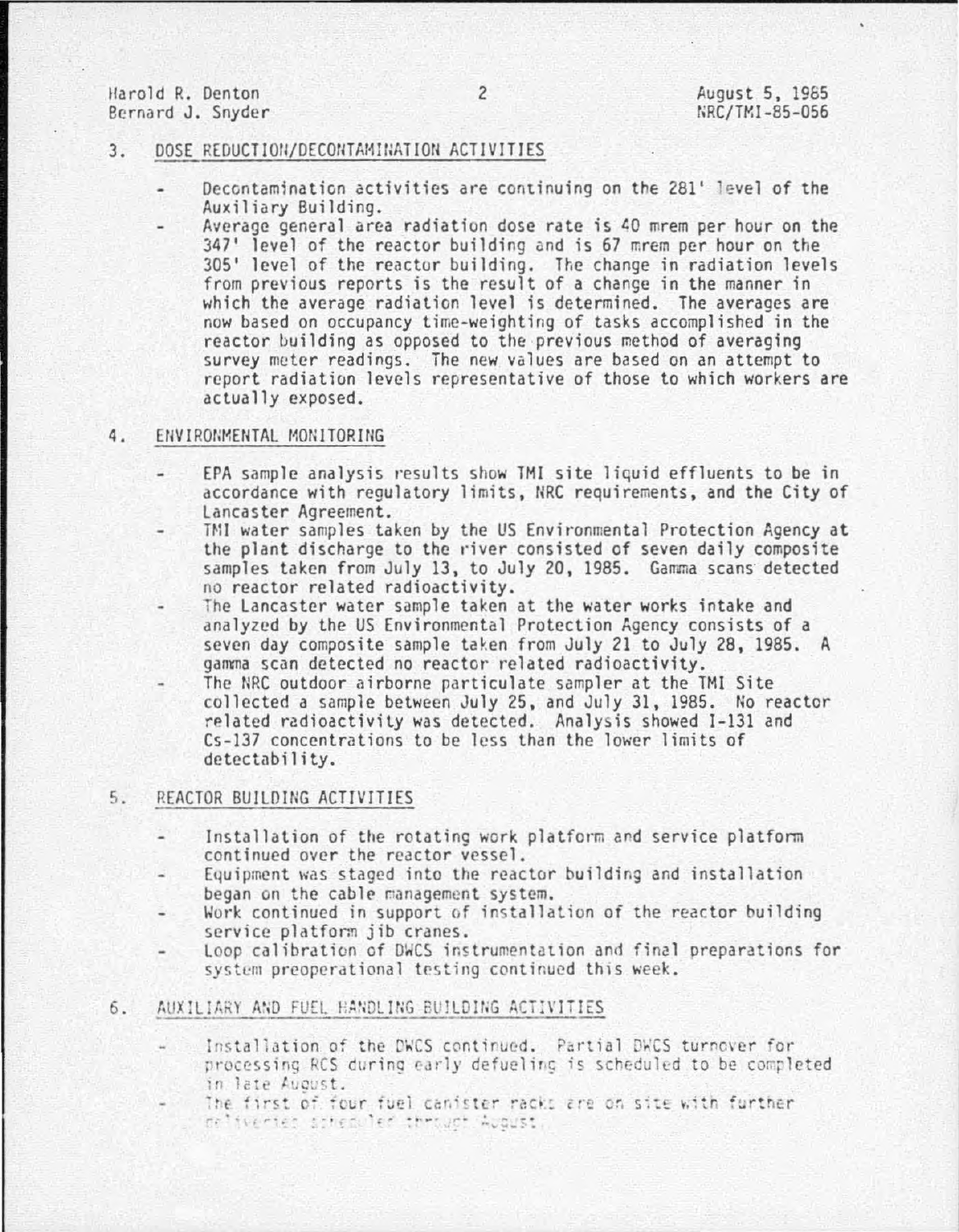3. DOSE REDUCTION/DECONTAMINATION ACTIVITIES

- Decontamination activities are continuing on the 281' level of the Auxiliary Building.
- Average general area radiation dose rate is 40 mrem per hour on the 347' level of the reactor building and is 67 mrem per hour on the 305' level of the reactor building. The change in radiation levels from previous reports is the result of a change in the manner in which the average radiation level is determined. The averages are now based on occupancy time-weighting of tasks accomplished in the reactor building as opposed to the previous method of averaging survey meter readings. The new values are based on an attempt to report radiation levels representative of those to which workers are actually exposed.

4. ENVIRONMENTAL MONITORING

- EPA sample analysis results show TMI site liquid effluents to be in accordance with regulatory limits, NRC requirements, and the City of Lancaster Agreement.
- TMI water samples taken by the US Environmental Protection Agency at the plant discharge to the river consisted of seven daily composite samples taken from July 13, to July 20, 1985. Gamma scans detected no reactor related radioactivity.
- The Lancaster water sample taken at the water works intake and analyzed by the US Environmental Protection Agency consists of a seven day composite sample taken from July 21 to July 28, 1985. A gamma scan detected no reactor related radioactivity.
- The NRC outdoor airborne particulate sampler at the TMI Site collected a sample between July 25, and July 31, 1985. No reactor related radioactivity was detected. Analysis showed I-131 and Cs-137 concentrations to be less than the lower limits of detectability.

5. REACTOR BUILDING ACTIVITIES

- Installation of the rotating work platform and service platform continued over the reactor vessel.
- Equipment was staged into the reactor building and installation began on the cable management system.
- Work continued in support of installation of the reactor building service platform jib cranes.
- Loop calibration of DWCS instrumentation and final preparations for system preoperational testing continued this week.

6. AUXILIARY AND FUEL HANDLING BUILDING ACTIVITIES

- Installation of the DWCS continued. Partial DWCS turnover for processing RCS during early defueling is scheduled to be completed in late August.
- The first of four fuel canister racks are on site with further deliveries scheduled through August.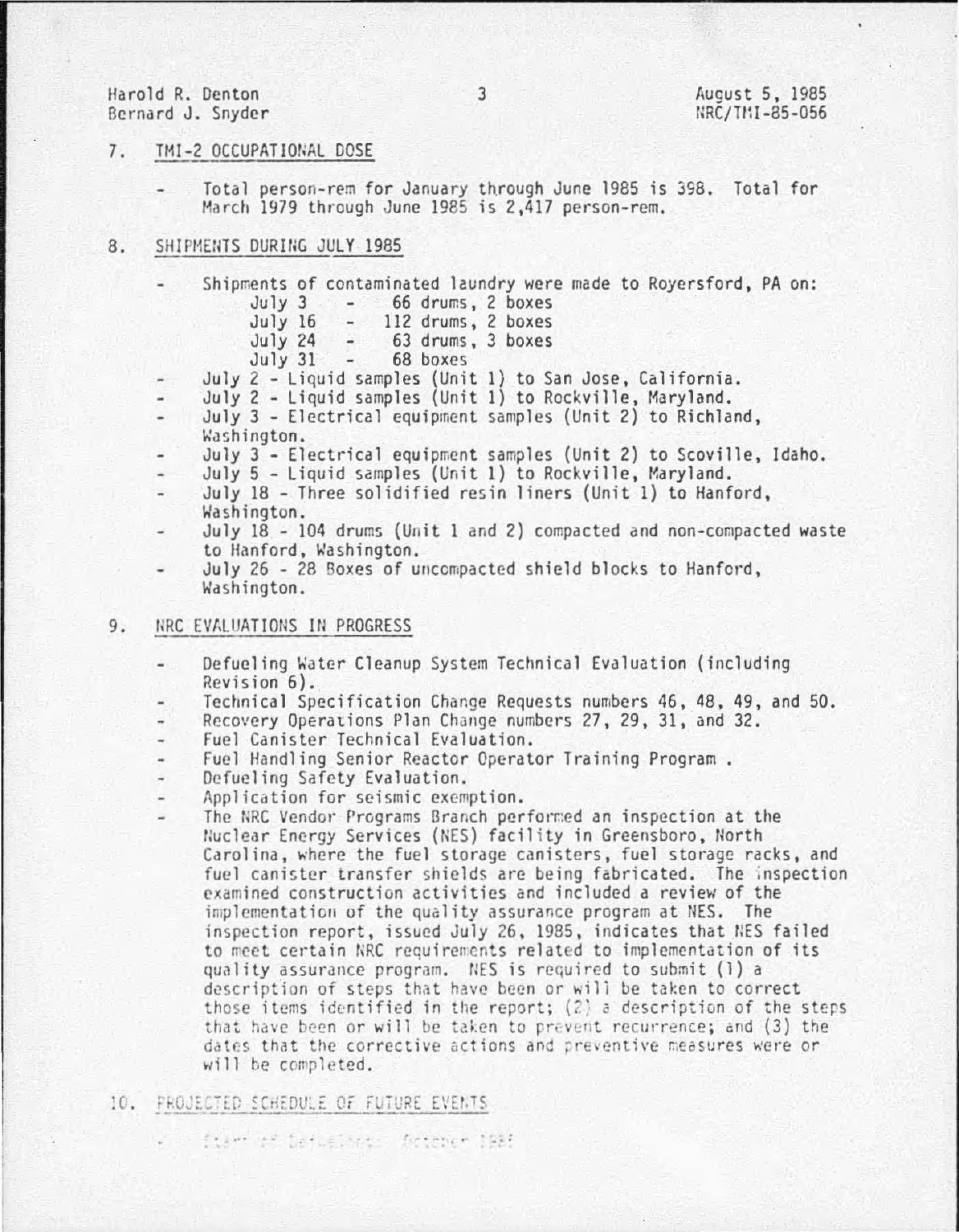## 7. TMI-2 OCCUPATIONAL DOSE

- Total person-rem for January through June 1985 is 398. Total for March 1979 through June 1985 is 2,417 person-rem.

## 8. SHIPMENTS DURING JULY 1985

- Shipments of contaminated laundry were made to Royersford, PA on:
  - July 3 - 66 drums, 2 boxes
  - July 16 - 112 drums, 2 boxes
  - July 24 - 63 drums, 3 boxes
  - July 31 - 68 boxes
- July 2 - Liquid samples (Unit 1) to San Jose, California.
- July 2 - Liquid samples (Unit 1) to Rockville, Maryland.
- July 3 - Electrical equipment samples (Unit 2) to Richland, Washington.
- July 3 - Electrical equipment samples (Unit 2) to Scoville, Idaho.
- July 5 - Liquid samples (Unit 1) to Rockville, Maryland.
- July 18 - Three solidified resin liners (Unit 1) to Hanford, Washington.
- July 18 - 104 drums (Unit 1 and 2) compacted and non-compacted waste to Hanford, Washington.
- July 26 - 28 Boxes of uncompacted shield blocks to Hanford, Washington.

## 9. NRC EVALUATIONS IN PROGRESS

- Defueling Water Cleanup System Technical Evaluation (including Revision 6).
- Technical Specification Change Requests numbers 46, 48, 49, and 50.
- Recovery Operations Plan Change numbers 27, 29, 31, and 32.
- Fuel Canister Technical Evaluation.
- Fuel Handling Senior Reactor Operator Training Program .
- Defueling Safety Evaluation.
- Application for seismic exemption.
- The NRC Vendor Programs Branch performed an inspection at the Nuclear Energy Services (NES) facility in Greensboro, North Carolina, where the fuel storage canisters, fuel storage racks, and fuel canister transfer shields are being fabricated. The inspection examined construction activities and included a review of the implementation of the quality assurance program at NES. The inspection report, issued July 26, 1985, indicates that NES failed to meet certain NRC requirements related to implementation of its quality assurance program. NES is required to submit (1) a description of steps that have been or will be taken to correct those items identified in the report; (2) a description of the steps that have been or will be taken to prevent recurrence; and (3) the dates that the corrective actions and preventive measures were or will be completed.

## 10. PROJECTED SCHEDULE OF FUTURE EVENTS

- Start of Defueling: October 1985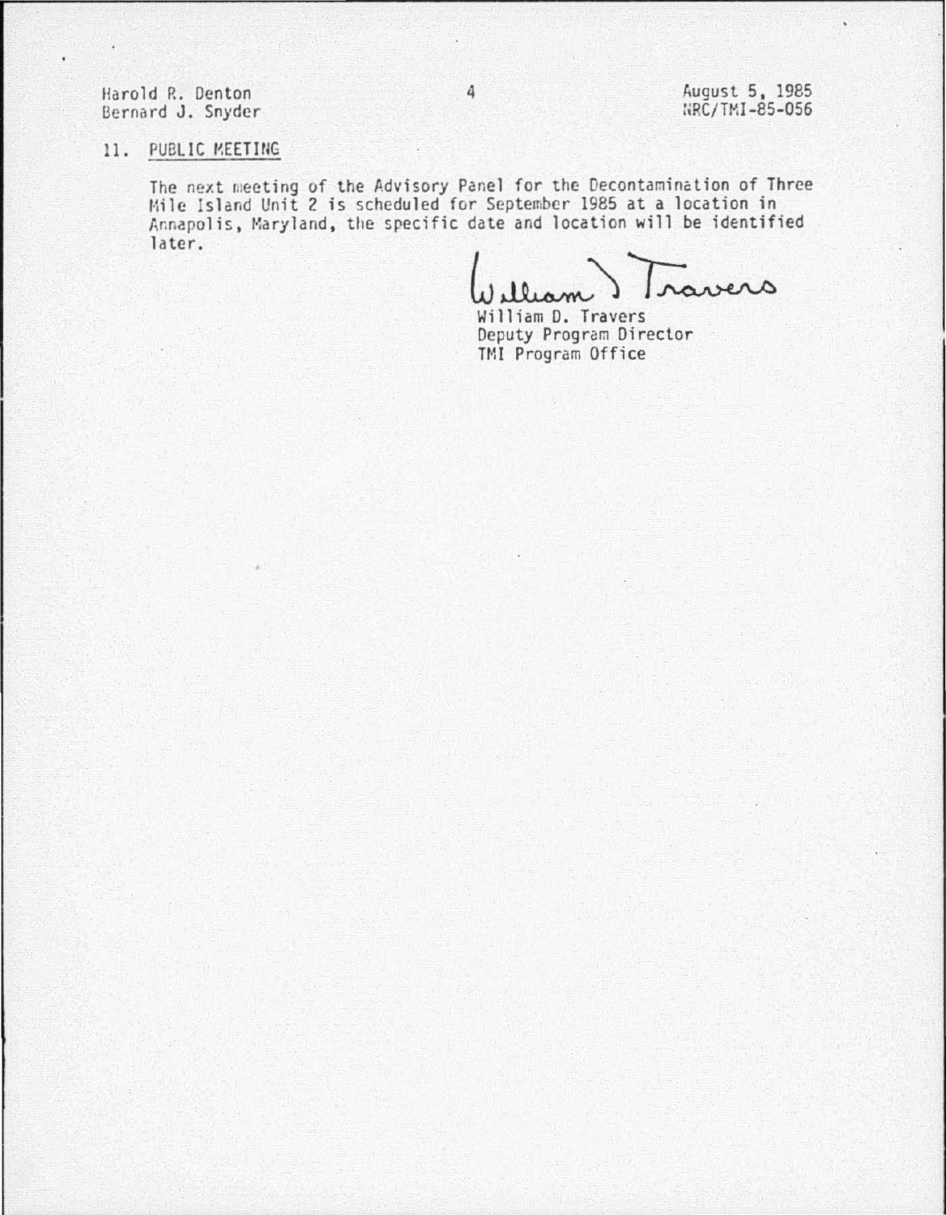## 11. PUBLIC MEETING

The next meeting of the Advisory Panel for the Decontamination of Three Mile Island Unit 2 is scheduled for September 1985 at a location in Annapolis, Maryland, the specific date and location will be identified later.

William D. Travers
Deputy Program Director
TMI Program Office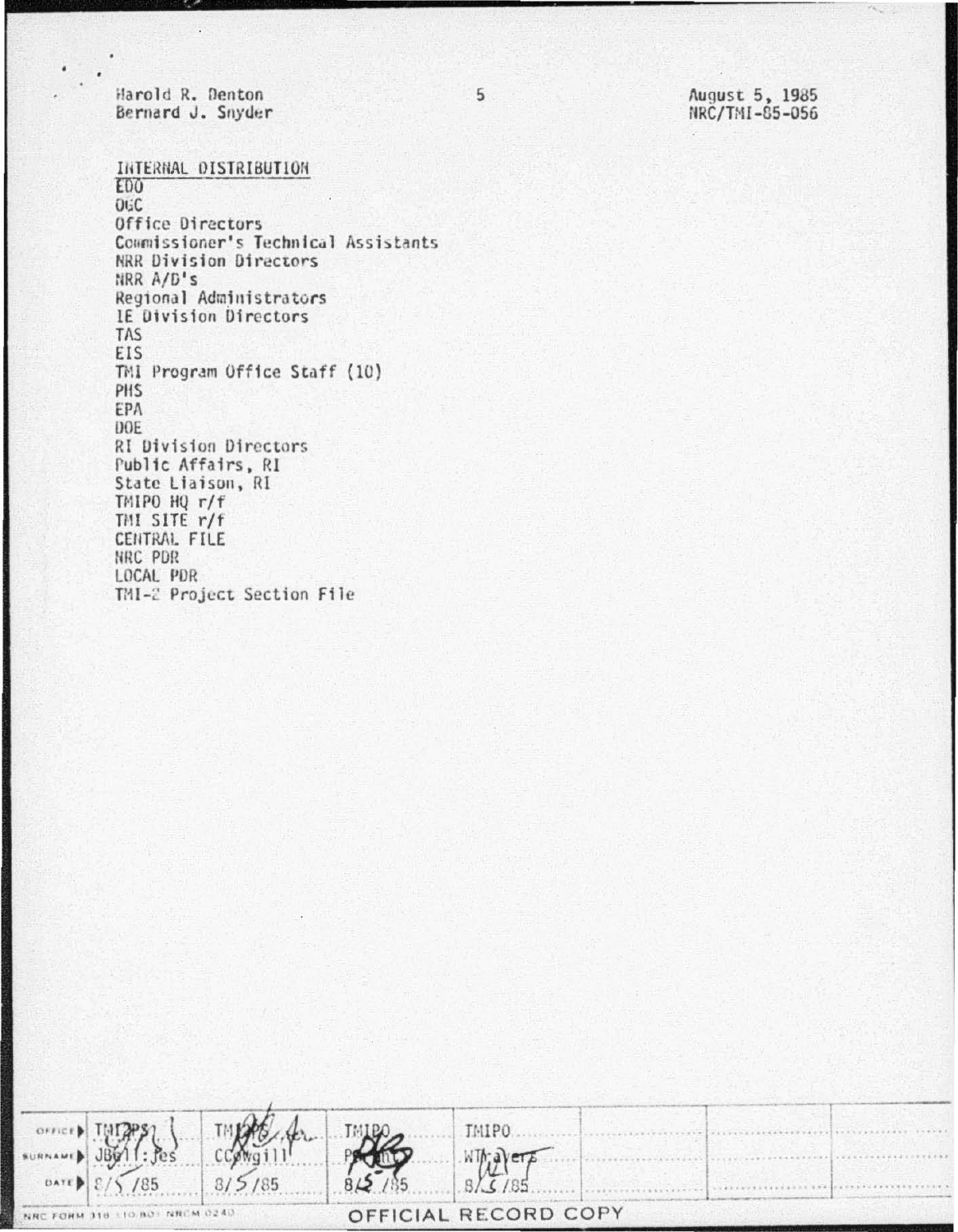Harold R. Denton
Bernard J. Snyder

August 5, 1985
NRC/TMI-85-056

INTERNAL DISTRIBUTION

EDO
OGC
Office Directors
Commissioner's Technical Assistants
NRR Division Directors
NRR A/D's
Regional Administrators
IE Division Directors
TAS
EIS
TMI Program Office Staff (10)
PHS
EPA
DOE
RI Division Directors
Public Affairs, RI
State Liaison, RI
TMIPO HQ r/f
TMI SITE r/f
CENTRAL FILE
NRC PDR
LOCAL PDR
TMI-2 Project Section File

| | | | | | | | |
|---|---|---|---|---|---|---|---|
| OFFICE | TMI-PS | TMIPO | TMIPO | TMIPO | | | |
| SURNAME | JBell:jes | CCowgill | Persinko | WTravers | | | |
| DATE | 8/5/85 | 8/5/85 | 8/5/85 | 8/5/85 | | | |

NRC FORM 318 (10-80) NRCM 0240

OFFICIAL RECORD COPY